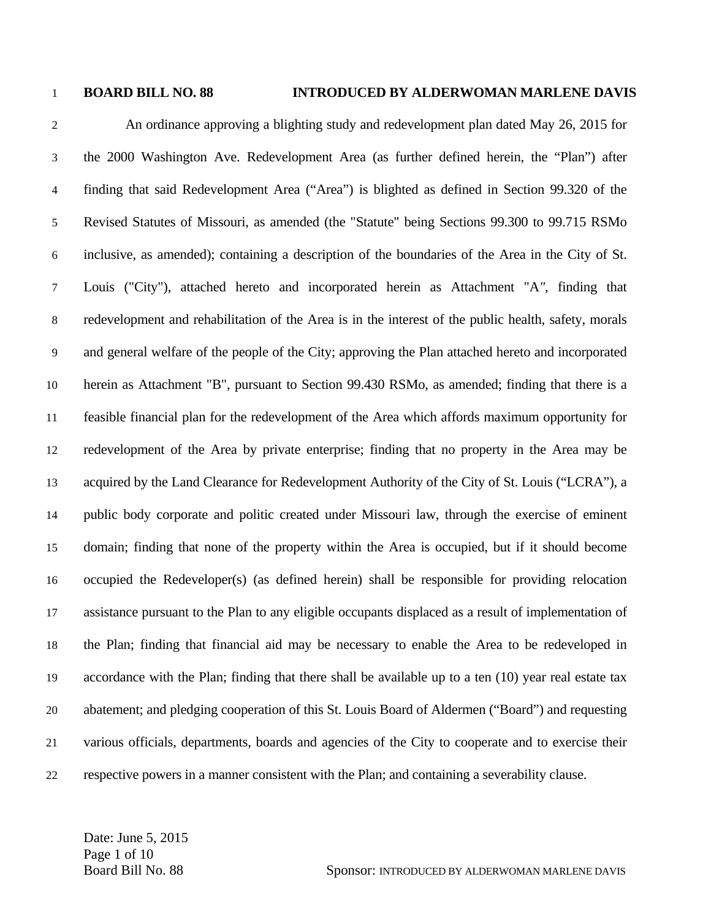**BOARD BILL NO. 88 INTRODUCED BY ALDERWOMAN MARLENE DAVIS**

An ordinance approving a blighting study and redevelopment plan dated May 26, 2015 for the 2000 Washington Ave. Redevelopment Area (as further defined herein, the "Plan") after finding that said Redevelopment Area ("Area") is blighted as defined in Section 99.320 of the Revised Statutes of Missouri, as amended (the "Statute" being Sections 99.300 to 99.715 RSMo inclusive, as amended); containing a description of the boundaries of the Area in the City of St. Louis ("City"), attached hereto and incorporated herein as Attachment "A", finding that redevelopment and rehabilitation of the Area is in the interest of the public health, safety, morals and general welfare of the people of the City; approving the Plan attached hereto and incorporated herein as Attachment "B", pursuant to Section 99.430 RSMo, as amended; finding that there is a feasible financial plan for the redevelopment of the Area which affords maximum opportunity for redevelopment of the Area by private enterprise; finding that no property in the Area may be acquired by the Land Clearance for Redevelopment Authority of the City of St. Louis ("LCRA"), a public body corporate and politic created under Missouri law, through the exercise of eminent domain; finding that none of the property within the Area is occupied, but if it should become occupied the Redeveloper(s) (as defined herein) shall be responsible for providing relocation assistance pursuant to the Plan to any eligible occupants displaced as a result of implementation of the Plan; finding that financial aid may be necessary to enable the Area to be redeveloped in accordance with the Plan; finding that there shall be available up to a ten (10) year real estate tax abatement; and pledging cooperation of this St. Louis Board of Aldermen ("Board") and requesting various officials, departments, boards and agencies of the City to cooperate and to exercise their respective powers in a manner consistent with the Plan; and containing a severability clause.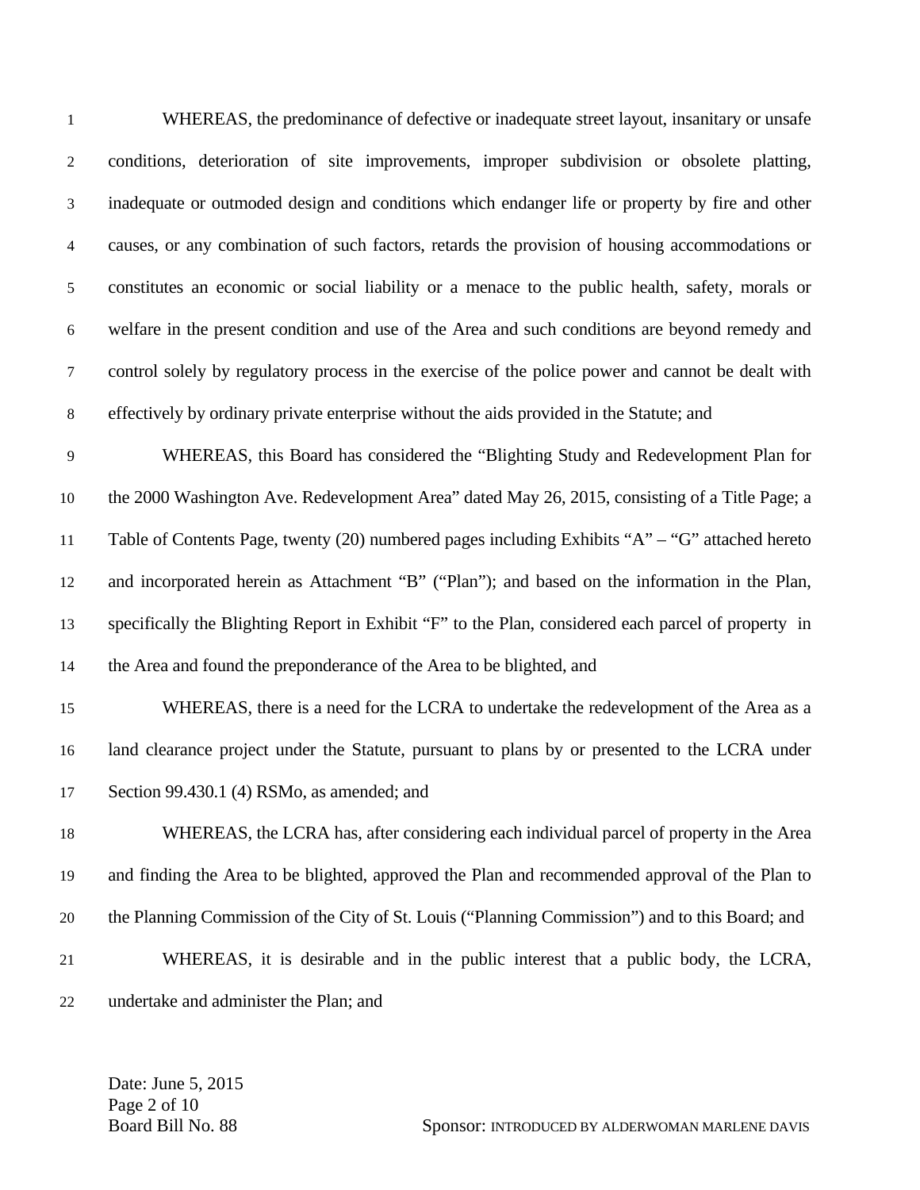WHEREAS, the predominance of defective or inadequate street layout, insanitary or unsafe conditions, deterioration of site improvements, improper subdivision or obsolete platting, inadequate or outmoded design and conditions which endanger life or property by fire and other causes, or any combination of such factors, retards the provision of housing accommodations or constitutes an economic or social liability or a menace to the public health, safety, morals or welfare in the present condition and use of the Area and such conditions are beyond remedy and control solely by regulatory process in the exercise of the police power and cannot be dealt with effectively by ordinary private enterprise without the aids provided in the Statute; and

WHEREAS, this Board has considered the "Blighting Study and Redevelopment Plan for the 2000 Washington Ave. Redevelopment Area" dated May 26, 2015, consisting of a Title Page; a Table of Contents Page, twenty (20) numbered pages including Exhibits "A" – "G" attached hereto and incorporated herein as Attachment "B" ("Plan"); and based on the information in the Plan, specifically the Blighting Report in Exhibit "F" to the Plan, considered each parcel of property in the Area and found the preponderance of the Area to be blighted, and

WHEREAS, there is a need for the LCRA to undertake the redevelopment of the Area as a land clearance project under the Statute, pursuant to plans by or presented to the LCRA under Section 99.430.1 (4) RSMo, as amended; and

WHEREAS, the LCRA has, after considering each individual parcel of property in the Area and finding the Area to be blighted, approved the Plan and recommended approval of the Plan to the Planning Commission of the City of St. Louis ("Planning Commission") and to this Board; and

WHEREAS, it is desirable and in the public interest that a public body, the LCRA, undertake and administer the Plan; and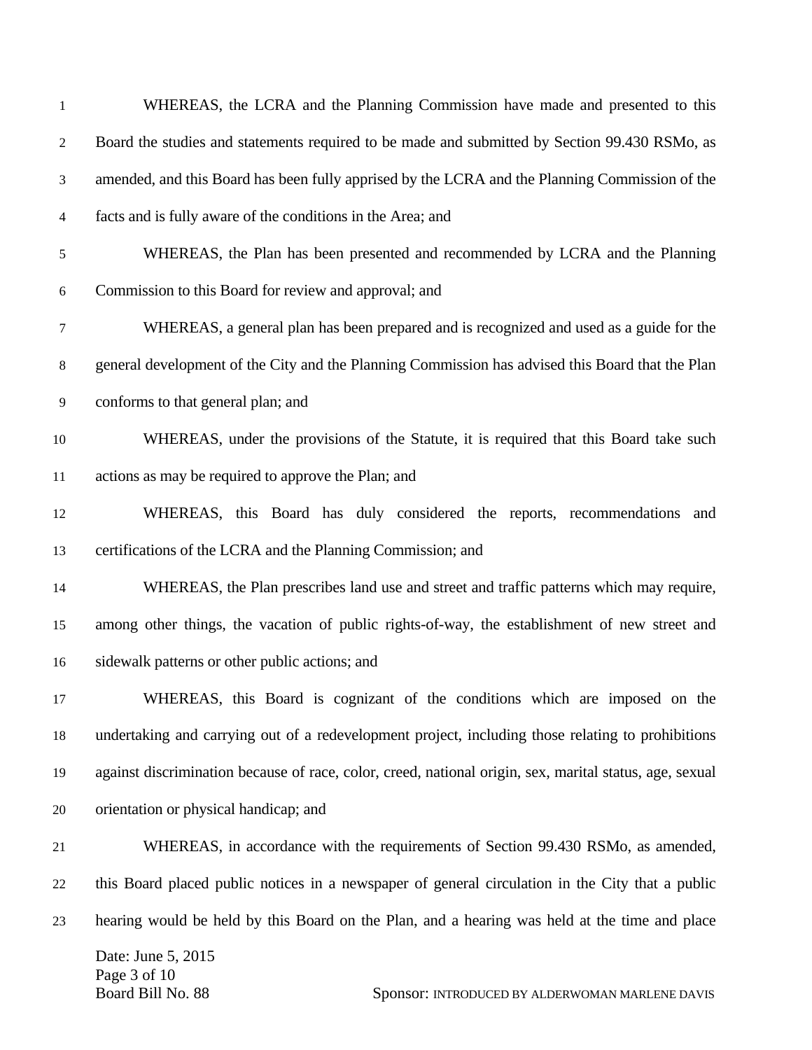WHEREAS, the LCRA and the Planning Commission have made and presented to this Board the studies and statements required to be made and submitted by Section 99.430 RSMo, as amended, and this Board has been fully apprised by the LCRA and the Planning Commission of the facts and is fully aware of the conditions in the Area; and

WHEREAS, the Plan has been presented and recommended by LCRA and the Planning Commission to this Board for review and approval; and

WHEREAS, a general plan has been prepared and is recognized and used as a guide for the general development of the City and the Planning Commission has advised this Board that the Plan conforms to that general plan; and

WHEREAS, under the provisions of the Statute, it is required that this Board take such actions as may be required to approve the Plan; and

WHEREAS, this Board has duly considered the reports, recommendations and certifications of the LCRA and the Planning Commission; and

WHEREAS, the Plan prescribes land use and street and traffic patterns which may require, among other things, the vacation of public rights-of-way, the establishment of new street and sidewalk patterns or other public actions; and

WHEREAS, this Board is cognizant of the conditions which are imposed on the undertaking and carrying out of a redevelopment project, including those relating to prohibitions against discrimination because of race, color, creed, national origin, sex, marital status, age, sexual orientation or physical handicap; and

WHEREAS, in accordance with the requirements of Section 99.430 RSMo, as amended, this Board placed public notices in a newspaper of general circulation in the City that a public hearing would be held by this Board on the Plan, and a hearing was held at the time and place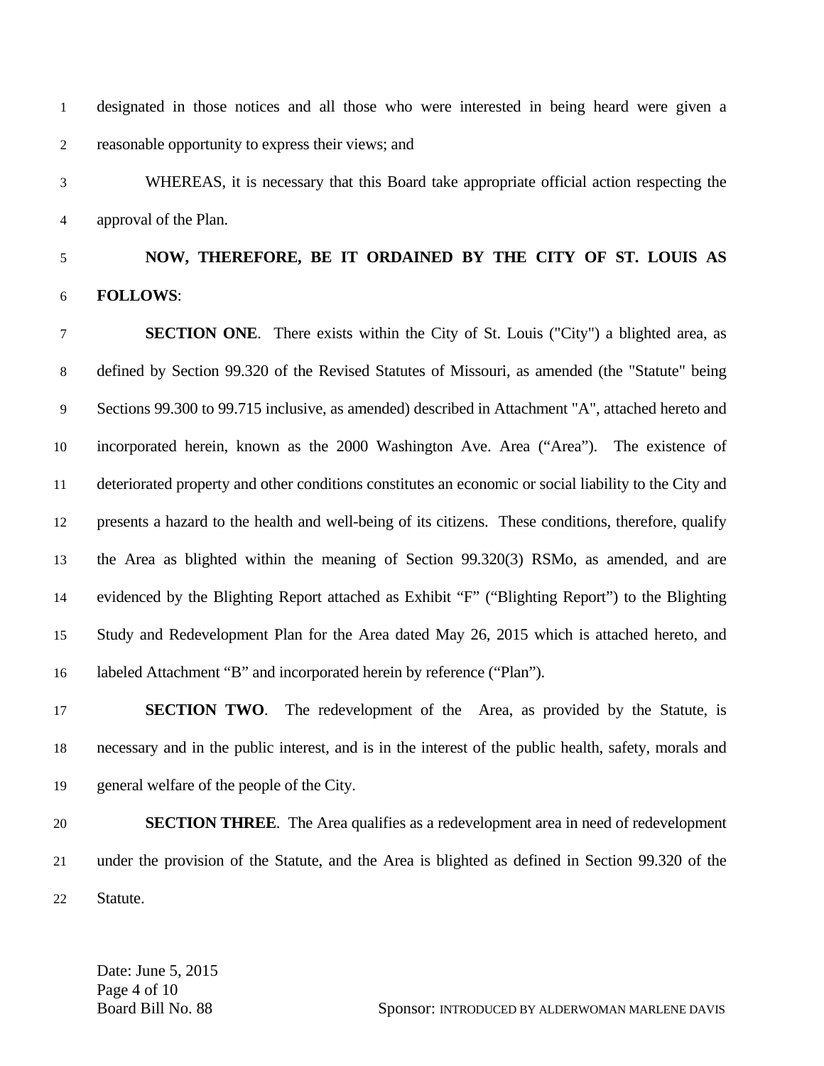designated in those notices and all those who were interested in being heard were given a reasonable opportunity to express their views; and

WHEREAS, it is necessary that this Board take appropriate official action respecting the approval of the Plan.

**NOW, THEREFORE, BE IT ORDAINED BY THE CITY OF ST. LOUIS AS FOLLOWS**:

**SECTION ONE**. There exists within the City of St. Louis ("City") a blighted area, as defined by Section 99.320 of the Revised Statutes of Missouri, as amended (the "Statute" being Sections 99.300 to 99.715 inclusive, as amended) described in Attachment "A", attached hereto and incorporated herein, known as the 2000 Washington Ave. Area ("Area"). The existence of deteriorated property and other conditions constitutes an economic or social liability to the City and presents a hazard to the health and well-being of its citizens. These conditions, therefore, qualify the Area as blighted within the meaning of Section 99.320(3) RSMo, as amended, and are evidenced by the Blighting Report attached as Exhibit "F" ("Blighting Report") to the Blighting Study and Redevelopment Plan for the Area dated May 26, 2015 which is attached hereto, and labeled Attachment "B" and incorporated herein by reference ("Plan").

**SECTION TWO**. The redevelopment of the Area, as provided by the Statute, is necessary and in the public interest, and is in the interest of the public health, safety, morals and general welfare of the people of the City.

**SECTION THREE**. The Area qualifies as a redevelopment area in need of redevelopment under the provision of the Statute, and the Area is blighted as defined in Section 99.320 of the Statute.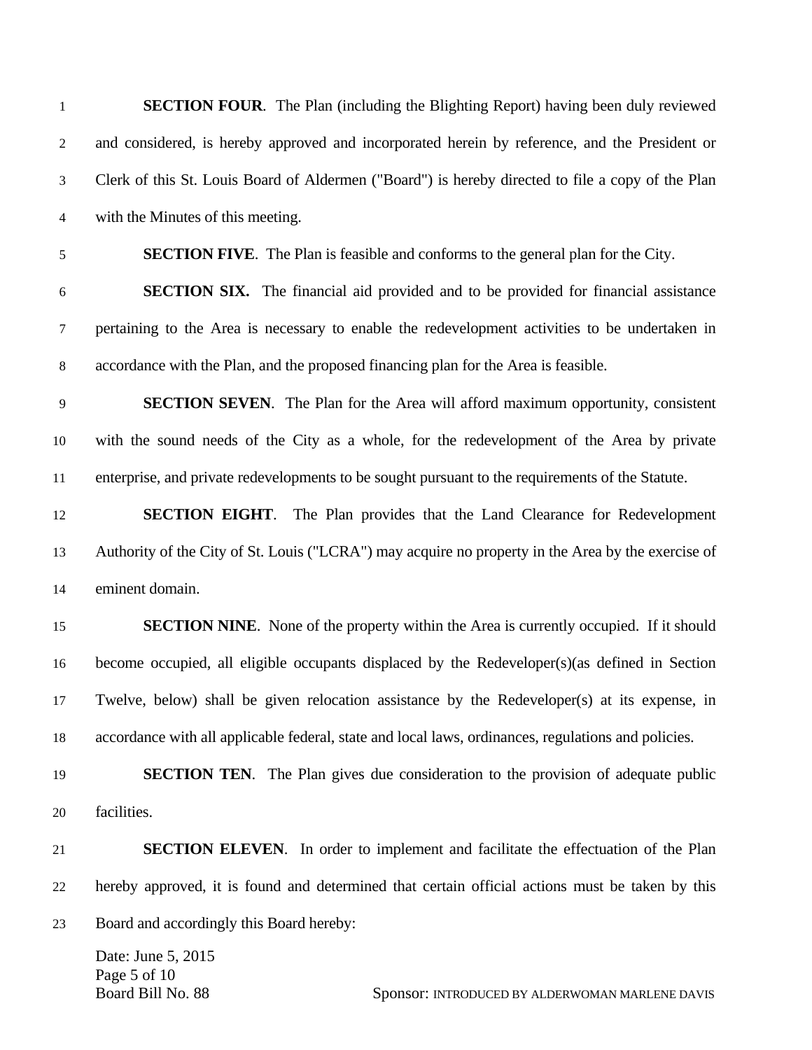**SECTION FOUR**. The Plan (including the Blighting Report) having been duly reviewed and considered, is hereby approved and incorporated herein by reference, and the President or Clerk of this St. Louis Board of Aldermen ("Board") is hereby directed to file a copy of the Plan with the Minutes of this meeting.

**SECTION FIVE**. The Plan is feasible and conforms to the general plan for the City.

**SECTION SIX.** The financial aid provided and to be provided for financial assistance pertaining to the Area is necessary to enable the redevelopment activities to be undertaken in accordance with the Plan, and the proposed financing plan for the Area is feasible.

**SECTION SEVEN**. The Plan for the Area will afford maximum opportunity, consistent with the sound needs of the City as a whole, for the redevelopment of the Area by private enterprise, and private redevelopments to be sought pursuant to the requirements of the Statute.

**SECTION EIGHT**. The Plan provides that the Land Clearance for Redevelopment Authority of the City of St. Louis ("LCRA") may acquire no property in the Area by the exercise of eminent domain.

**SECTION NINE**. None of the property within the Area is currently occupied. If it should become occupied, all eligible occupants displaced by the Redeveloper(s)(as defined in Section Twelve, below) shall be given relocation assistance by the Redeveloper(s) at its expense, in accordance with all applicable federal, state and local laws, ordinances, regulations and policies.

**SECTION TEN**. The Plan gives due consideration to the provision of adequate public facilities.

**SECTION ELEVEN**. In order to implement and facilitate the effectuation of the Plan hereby approved, it is found and determined that certain official actions must be taken by this Board and accordingly this Board hereby: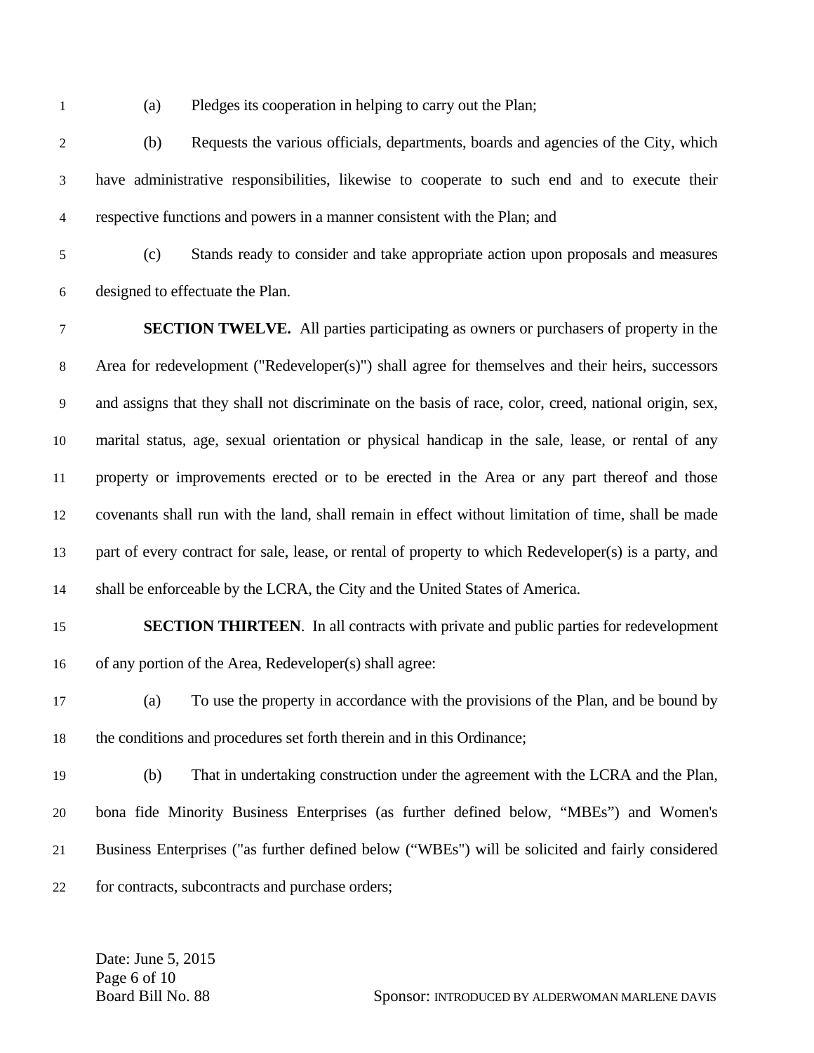(a) Pledges its cooperation in helping to carry out the Plan;

(b) Requests the various officials, departments, boards and agencies of the City, which have administrative responsibilities, likewise to cooperate to such end and to execute their respective functions and powers in a manner consistent with the Plan; and

(c) Stands ready to consider and take appropriate action upon proposals and measures designed to effectuate the Plan.

**SECTION TWELVE.** All parties participating as owners or purchasers of property in the Area for redevelopment ("Redeveloper(s)") shall agree for themselves and their heirs, successors and assigns that they shall not discriminate on the basis of race, color, creed, national origin, sex, marital status, age, sexual orientation or physical handicap in the sale, lease, or rental of any property or improvements erected or to be erected in the Area or any part thereof and those covenants shall run with the land, shall remain in effect without limitation of time, shall be made part of every contract for sale, lease, or rental of property to which Redeveloper(s) is a party, and shall be enforceable by the LCRA, the City and the United States of America.

**SECTION THIRTEEN**. In all contracts with private and public parties for redevelopment of any portion of the Area, Redeveloper(s) shall agree:

(a) To use the property in accordance with the provisions of the Plan, and be bound by the conditions and procedures set forth therein and in this Ordinance;

(b) That in undertaking construction under the agreement with the LCRA and the Plan, bona fide Minority Business Enterprises (as further defined below, "MBEs") and Women's Business Enterprises ("as further defined below ("WBEs") will be solicited and fairly considered for contracts, subcontracts and purchase orders;

Date: June 5, 2015
Board Bill No. 88 Sponsor: INTRODUCED BY ALDERWOMAN MARLENE DAVIS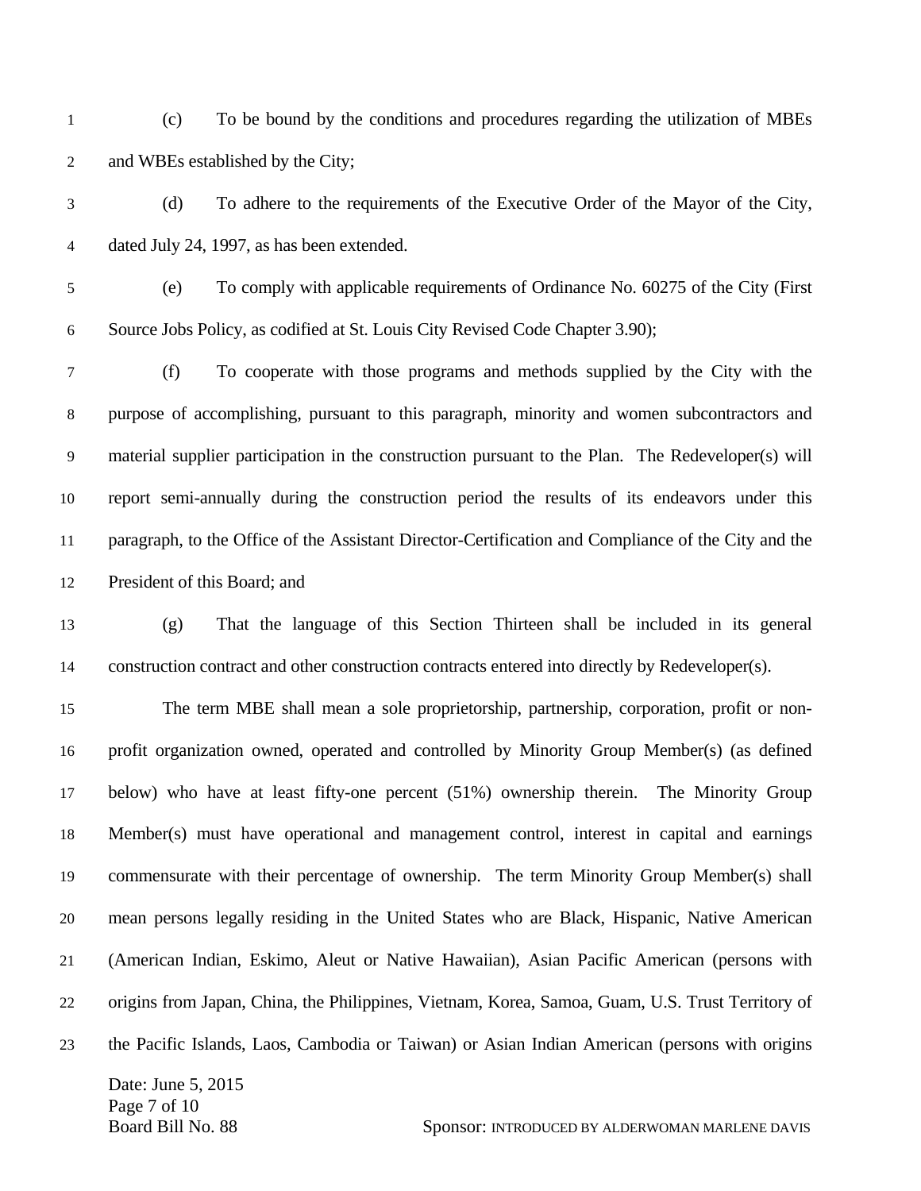(c) To be bound by the conditions and procedures regarding the utilization of MBEs and WBEs established by the City;

(d) To adhere to the requirements of the Executive Order of the Mayor of the City, dated July 24, 1997, as has been extended.

(e) To comply with applicable requirements of Ordinance No. 60275 of the City (First Source Jobs Policy, as codified at St. Louis City Revised Code Chapter 3.90);

(f) To cooperate with those programs and methods supplied by the City with the purpose of accomplishing, pursuant to this paragraph, minority and women subcontractors and material supplier participation in the construction pursuant to the Plan. The Redeveloper(s) will report semi-annually during the construction period the results of its endeavors under this paragraph, to the Office of the Assistant Director-Certification and Compliance of the City and the President of this Board; and

(g) That the language of this Section Thirteen shall be included in its general construction contract and other construction contracts entered into directly by Redeveloper(s).

The term MBE shall mean a sole proprietorship, partnership, corporation, profit or non-profit organization owned, operated and controlled by Minority Group Member(s) (as defined below) who have at least fifty-one percent (51%) ownership therein. The Minority Group Member(s) must have operational and management control, interest in capital and earnings commensurate with their percentage of ownership. The term Minority Group Member(s) shall mean persons legally residing in the United States who are Black, Hispanic, Native American (American Indian, Eskimo, Aleut or Native Hawaiian), Asian Pacific American (persons with origins from Japan, China, the Philippines, Vietnam, Korea, Samoa, Guam, U.S. Trust Territory of the Pacific Islands, Laos, Cambodia or Taiwan) or Asian Indian American (persons with origins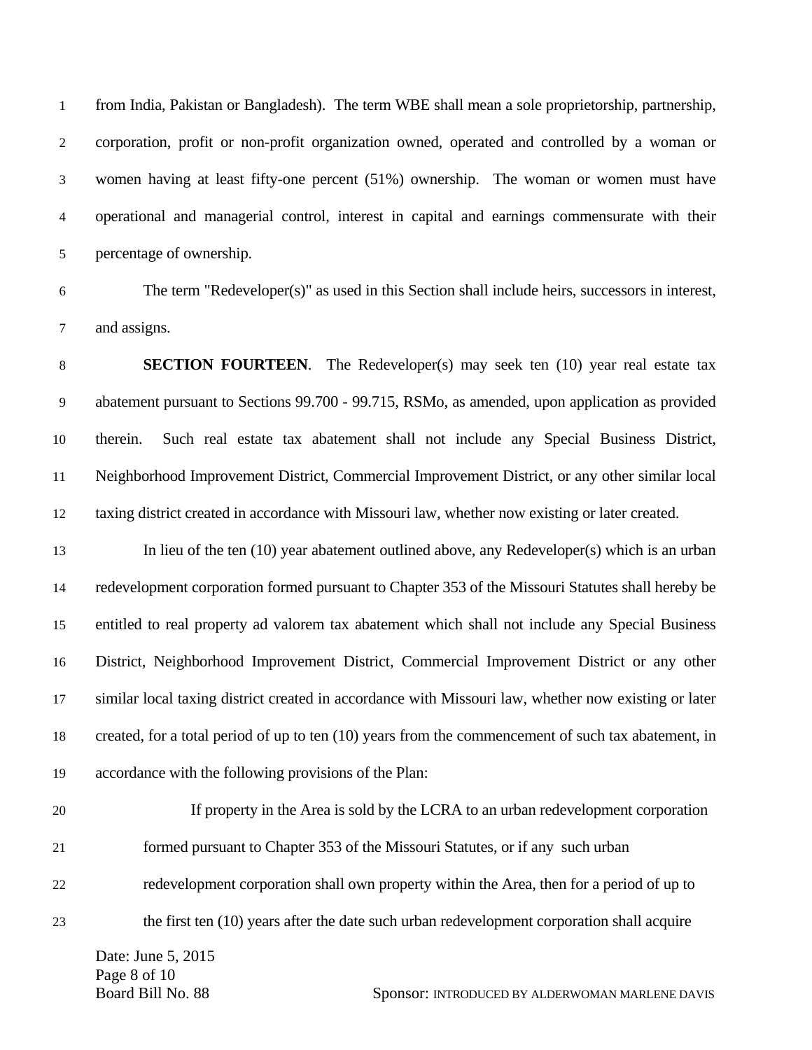from India, Pakistan or Bangladesh). The term WBE shall mean a sole proprietorship, partnership, corporation, profit or non-profit organization owned, operated and controlled by a woman or women having at least fifty-one percent (51%) ownership. The woman or women must have operational and managerial control, interest in capital and earnings commensurate with their percentage of ownership.

The term "Redeveloper(s)" as used in this Section shall include heirs, successors in interest, and assigns.

**SECTION FOURTEEN**. The Redeveloper(s) may seek ten (10) year real estate tax abatement pursuant to Sections 99.700 - 99.715, RSMo, as amended, upon application as provided therein. Such real estate tax abatement shall not include any Special Business District, Neighborhood Improvement District, Commercial Improvement District, or any other similar local taxing district created in accordance with Missouri law, whether now existing or later created.

In lieu of the ten (10) year abatement outlined above, any Redeveloper(s) which is an urban redevelopment corporation formed pursuant to Chapter 353 of the Missouri Statutes shall hereby be entitled to real property ad valorem tax abatement which shall not include any Special Business District, Neighborhood Improvement District, Commercial Improvement District or any other similar local taxing district created in accordance with Missouri law, whether now existing or later created, for a total period of up to ten (10) years from the commencement of such tax abatement, in accordance with the following provisions of the Plan:

> If property in the Area is sold by the LCRA to an urban redevelopment corporation formed pursuant to Chapter 353 of the Missouri Statutes, or if any such urban redevelopment corporation shall own property within the Area, then for a period of up to the first ten (10) years after the date such urban redevelopment corporation shall acquire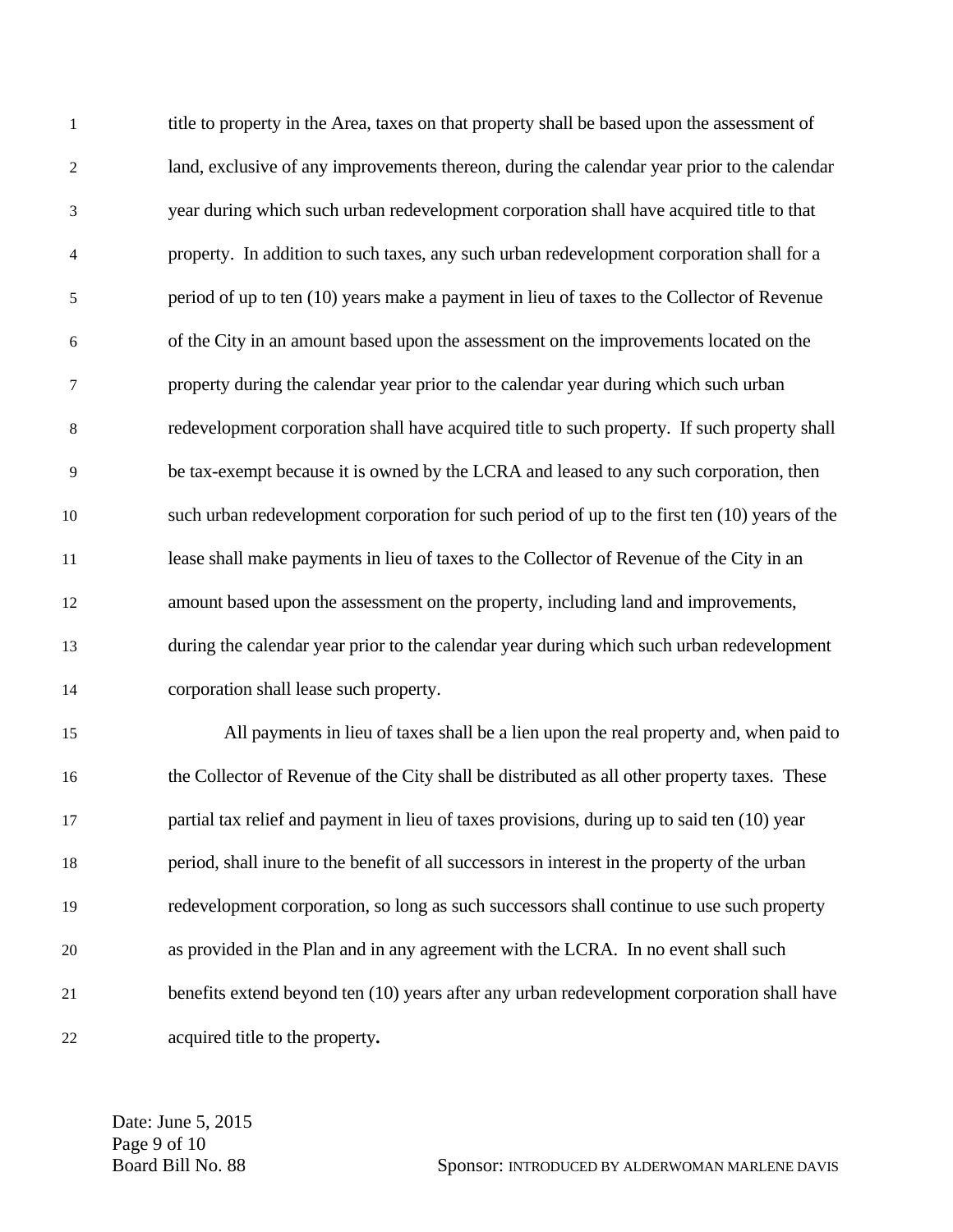title to property in the Area, taxes on that property shall be based upon the assessment of land, exclusive of any improvements thereon, during the calendar year prior to the calendar year during which such urban redevelopment corporation shall have acquired title to that property. In addition to such taxes, any such urban redevelopment corporation shall for a period of up to ten (10) years make a payment in lieu of taxes to the Collector of Revenue of the City in an amount based upon the assessment on the improvements located on the property during the calendar year prior to the calendar year during which such urban redevelopment corporation shall have acquired title to such property. If such property shall be tax-exempt because it is owned by the LCRA and leased to any such corporation, then such urban redevelopment corporation for such period of up to the first ten (10) years of the lease shall make payments in lieu of taxes to the Collector of Revenue of the City in an amount based upon the assessment on the property, including land and improvements, during the calendar year prior to the calendar year during which such urban redevelopment corporation shall lease such property.

All payments in lieu of taxes shall be a lien upon the real property and, when paid to the Collector of Revenue of the City shall be distributed as all other property taxes. These partial tax relief and payment in lieu of taxes provisions, during up to said ten (10) year period, shall inure to the benefit of all successors in interest in the property of the urban redevelopment corporation, so long as such successors shall continue to use such property as provided in the Plan and in any agreement with the LCRA. In no event shall such benefits extend beyond ten (10) years after any urban redevelopment corporation shall have acquired title to the property**.**

Date: June 5, 2015
Board Bill No. 88 Sponsor: INTRODUCED BY ALDERWOMAN MARLENE DAVIS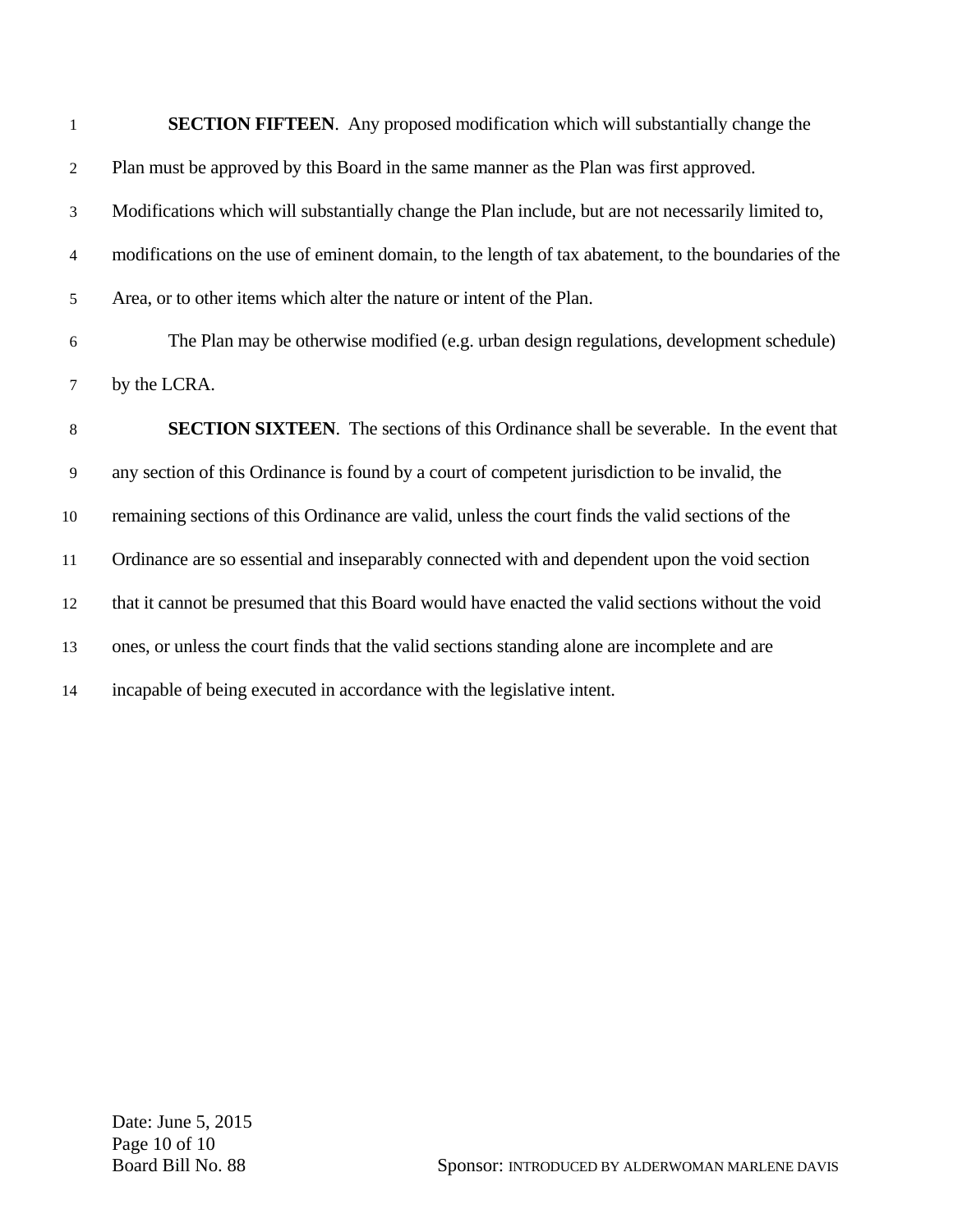**SECTION FIFTEEN**. Any proposed modification which will substantially change the Plan must be approved by this Board in the same manner as the Plan was first approved. Modifications which will substantially change the Plan include, but are not necessarily limited to, modifications on the use of eminent domain, to the length of tax abatement, to the boundaries of the Area, or to other items which alter the nature or intent of the Plan.

The Plan may be otherwise modified (e.g. urban design regulations, development schedule) by the LCRA.

**SECTION SIXTEEN**. The sections of this Ordinance shall be severable. In the event that any section of this Ordinance is found by a court of competent jurisdiction to be invalid, the remaining sections of this Ordinance are valid, unless the court finds the valid sections of the Ordinance are so essential and inseparably connected with and dependent upon the void section that it cannot be presumed that this Board would have enacted the valid sections without the void ones, or unless the court finds that the valid sections standing alone are incomplete and are incapable of being executed in accordance with the legislative intent.